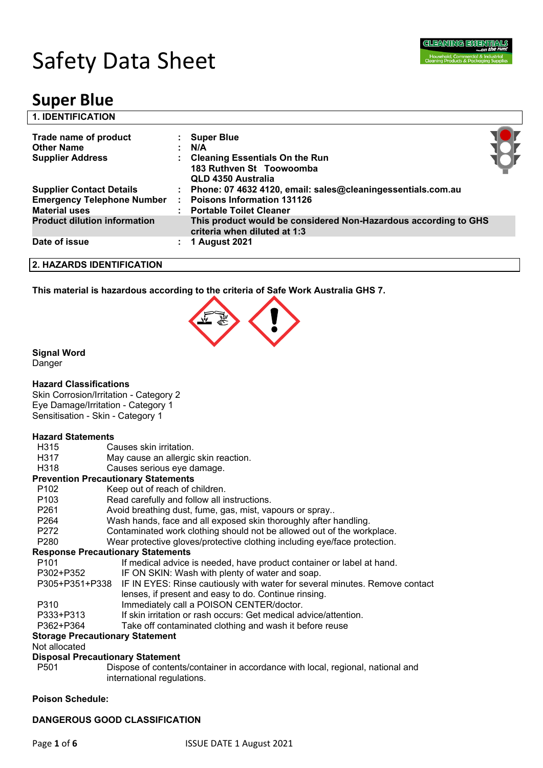# Safety Data Sheet

## Super Blue

### 1. IDENTIFICATION

| | | |
|---|---|---|
| **Trade name of product** | : | **Super Blue** |
| **Other Name** | : | **N/A** |
| **Supplier Address** | : | **Cleaning Essentials On the Run**<br>**183 Ruthven St Toowoomba**<br>**QLD 4350 Australia** |
| **Supplier Contact Details** | : | **Phone: 07 4632 4120, email: sales@cleaningessentials.com.au** |
| **Emergency Telephone Number** | : | **Poisons Information 131126** |
| **Material uses** | : | **Portable Toilet Cleaner** |
| **Product dilution information** | | **This product would be considered Non-Hazardous according to GHS criteria when diluted at 1:3** |
| **Date of issue** | : | **1 August 2021** |

### 2. HAZARDS IDENTIFICATION

**This material is hazardous according to the criteria of Safe Work Australia GHS 7.**

**Signal Word**

Danger

**Hazard Classifications**

Skin Corrosion/Irritation - Category 2
Eye Damage/Irritation - Category 1
Sensitisation - Skin - Category 1

**Hazard Statements**

| | |
|---|---|
| H315 | Causes skin irritation. |
| H317 | May cause an allergic skin reaction. |
| H318 | Causes serious eye damage. |

**Prevention Precautionary Statements**

| | |
|---|---|
| P102 | Keep out of reach of children. |
| P103 | Read carefully and follow all instructions. |
| P261 | Avoid breathing dust, fume, gas, mist, vapours or spray.. |
| P264 | Wash hands, face and all exposed skin thoroughly after handling. |
| P272 | Contaminated work clothing should not be allowed out of the workplace. |
| P280 | Wear protective gloves/protective clothing including eye/face protection. |

**Response Precautionary Statements**

| | |
|---|---|
| P101 | If medical advice is needed, have product container or label at hand. |
| P302+P352 | IF ON SKIN: Wash with plenty of water and soap. |
| P305+P351+P338 | IF IN EYES: Rinse cautiously with water for several minutes. Remove contact lenses, if present and easy to do. Continue rinsing. |
| P310 | Immediately call a POISON CENTER/doctor. |
| P333+P313 | If skin irritation or rash occurs: Get medical advice/attention. |
| P362+P364 | Take off contaminated clothing and wash it before reuse |

**Storage Precautionary Statement**

Not allocated

**Disposal Precautionary Statement**

| | |
|---|---|
| P501 | Dispose of contents/container in accordance with local, regional, national and international regulations. |

**Poison Schedule:**

**DANGEROUS GOOD CLASSIFICATION**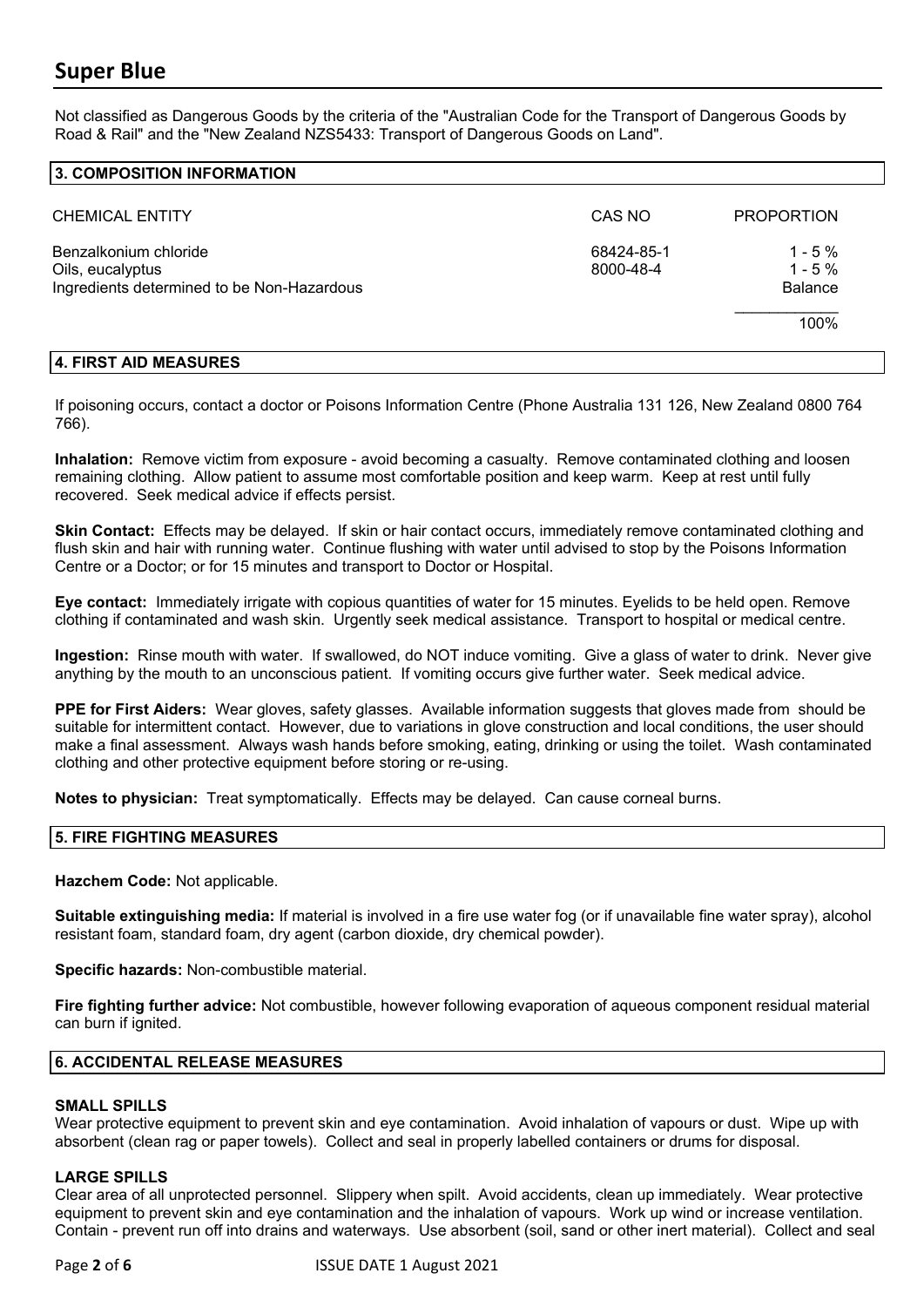# Super Blue

Not classified as Dangerous Goods by the criteria of the "Australian Code for the Transport of Dangerous Goods by Road & Rail" and the "New Zealand NZS5433: Transport of Dangerous Goods on Land".

## 3. COMPOSITION INFORMATION

| CHEMICAL ENTITY | CAS NO | PROPORTION |
|---|---|---|
| Benzalkonium chloride | 68424-85-1 | 1 - 5 % |
| Oils, eucalyptus | 8000-48-4 | 1 - 5 % |
| Ingredients determined to be Non-Hazardous | | Balance |
| | | 100% |

## 4. FIRST AID MEASURES

If poisoning occurs, contact a doctor or Poisons Information Centre (Phone Australia 131 126, New Zealand 0800 764 766).

**Inhalation:** Remove victim from exposure - avoid becoming a casualty. Remove contaminated clothing and loosen remaining clothing. Allow patient to assume most comfortable position and keep warm. Keep at rest until fully recovered. Seek medical advice if effects persist.

**Skin Contact:** Effects may be delayed. If skin or hair contact occurs, immediately remove contaminated clothing and flush skin and hair with running water. Continue flushing with water until advised to stop by the Poisons Information Centre or a Doctor; or for 15 minutes and transport to Doctor or Hospital.

**Eye contact:** Immediately irrigate with copious quantities of water for 15 minutes. Eyelids to be held open. Remove clothing if contaminated and wash skin. Urgently seek medical assistance. Transport to hospital or medical centre.

**Ingestion:** Rinse mouth with water. If swallowed, do NOT induce vomiting. Give a glass of water to drink. Never give anything by the mouth to an unconscious patient. If vomiting occurs give further water. Seek medical advice.

**PPE for First Aiders:** Wear gloves, safety glasses. Available information suggests that gloves made from should be suitable for intermittent contact. However, due to variations in glove construction and local conditions, the user should make a final assessment. Always wash hands before smoking, eating, drinking or using the toilet. Wash contaminated clothing and other protective equipment before storing or re-using.

**Notes to physician:** Treat symptomatically. Effects may be delayed. Can cause corneal burns.

## 5. FIRE FIGHTING MEASURES

**Hazchem Code:** Not applicable.

**Suitable extinguishing media:** If material is involved in a fire use water fog (or if unavailable fine water spray), alcohol resistant foam, standard foam, dry agent (carbon dioxide, dry chemical powder).

**Specific hazards:** Non-combustible material.

**Fire fighting further advice:** Not combustible, however following evaporation of aqueous component residual material can burn if ignited.

## 6. ACCIDENTAL RELEASE MEASURES

### SMALL SPILLS

Wear protective equipment to prevent skin and eye contamination. Avoid inhalation of vapours or dust. Wipe up with absorbent (clean rag or paper towels). Collect and seal in properly labelled containers or drums for disposal.

### LARGE SPILLS

Clear area of all unprotected personnel. Slippery when spilt. Avoid accidents, clean up immediately. Wear protective equipment to prevent skin and eye contamination and the inhalation of vapours. Work up wind or increase ventilation. Contain - prevent run off into drains and waterways. Use absorbent (soil, sand or other inert material). Collect and seal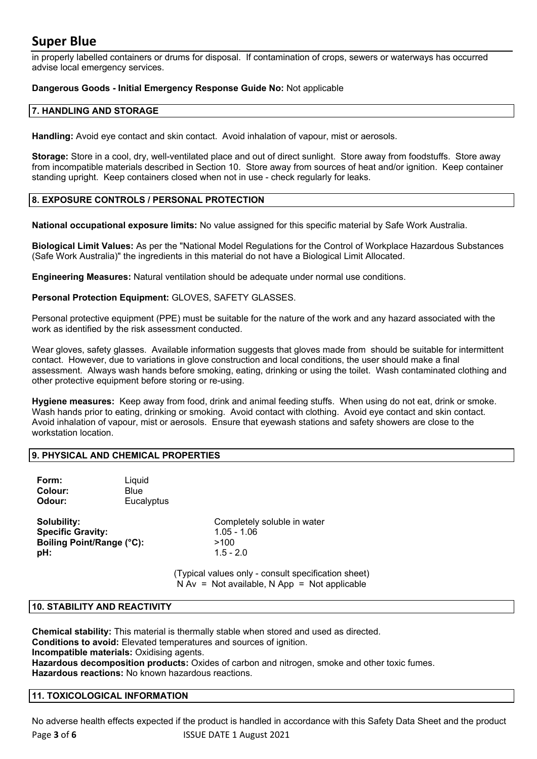in properly labelled containers or drums for disposal. If contamination of crops, sewers or waterways has occurred advise local emergency services.

**Dangerous Goods - Initial Emergency Response Guide No:** Not applicable

## 7. HANDLING AND STORAGE

**Handling:** Avoid eye contact and skin contact. Avoid inhalation of vapour, mist or aerosols.

**Storage:** Store in a cool, dry, well-ventilated place and out of direct sunlight. Store away from foodstuffs. Store away from incompatible materials described in Section 10. Store away from sources of heat and/or ignition. Keep container standing upright. Keep containers closed when not in use - check regularly for leaks.

## 8. EXPOSURE CONTROLS / PERSONAL PROTECTION

**National occupational exposure limits:** No value assigned for this specific material by Safe Work Australia.

**Biological Limit Values:** As per the "National Model Regulations for the Control of Workplace Hazardous Substances (Safe Work Australia)" the ingredients in this material do not have a Biological Limit Allocated.

**Engineering Measures:** Natural ventilation should be adequate under normal use conditions.

**Personal Protection Equipment:** GLOVES, SAFETY GLASSES.

Personal protective equipment (PPE) must be suitable for the nature of the work and any hazard associated with the work as identified by the risk assessment conducted.

Wear gloves, safety glasses. Available information suggests that gloves made from should be suitable for intermittent contact. However, due to variations in glove construction and local conditions, the user should make a final assessment. Always wash hands before smoking, eating, drinking or using the toilet. Wash contaminated clothing and other protective equipment before storing or re-using.

**Hygiene measures:** Keep away from food, drink and animal feeding stuffs. When using do not eat, drink or smoke. Wash hands prior to eating, drinking or smoking. Avoid contact with clothing. Avoid eye contact and skin contact. Avoid inhalation of vapour, mist or aerosols. Ensure that eyewash stations and safety showers are close to the workstation location.

## 9. PHYSICAL AND CHEMICAL PROPERTIES

| | |
|---|---|
| **Form:** | Liquid |
| **Colour:** | Blue |
| **Odour:** | Eucalyptus |

| | |
|---|---|
| **Solubility:** | Completely soluble in water |
| **Specific Gravity:** | 1.05 - 1.06 |
| **Boiling Point/Range (°C):** | >100 |
| **pH:** | 1.5 - 2.0 |

(Typical values only - consult specification sheet)
N Av = Not available, N App = Not applicable

## 10. STABILITY AND REACTIVITY

**Chemical stability:** This material is thermally stable when stored and used as directed.
**Conditions to avoid:** Elevated temperatures and sources of ignition.
**Incompatible materials:** Oxidising agents.
**Hazardous decomposition products:** Oxides of carbon and nitrogen, smoke and other toxic fumes.
**Hazardous reactions:** No known hazardous reactions.

## 11. TOXICOLOGICAL INFORMATION

No adverse health effects expected if the product is handled in accordance with this Safety Data Sheet and the product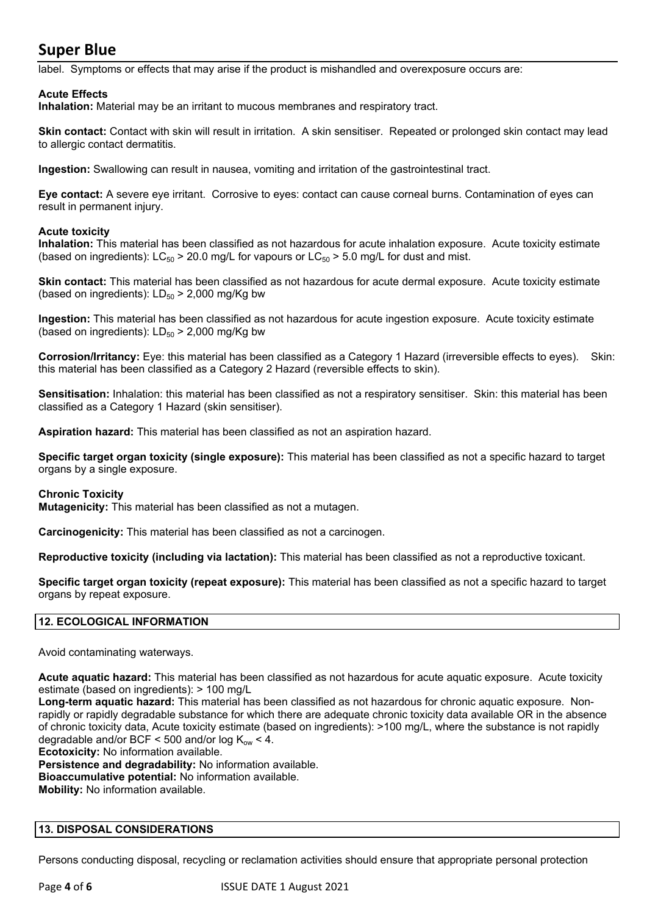label. Symptoms or effects that may arise if the product is mishandled and overexposure occurs are:

**Acute Effects**

**Inhalation:** Material may be an irritant to mucous membranes and respiratory tract.

**Skin contact:** Contact with skin will result in irritation. A skin sensitiser. Repeated or prolonged skin contact may lead to allergic contact dermatitis.

**Ingestion:** Swallowing can result in nausea, vomiting and irritation of the gastrointestinal tract.

**Eye contact:** A severe eye irritant. Corrosive to eyes: contact can cause corneal burns. Contamination of eyes can result in permanent injury.

**Acute toxicity**

**Inhalation:** This material has been classified as not hazardous for acute inhalation exposure. Acute toxicity estimate (based on ingredients): $LC_{50}$ > 20.0 mg/L for vapours or $LC_{50}$ > 5.0 mg/L for dust and mist.

**Skin contact:** This material has been classified as not hazardous for acute dermal exposure. Acute toxicity estimate (based on ingredients): $LD_{50}$ > 2,000 mg/Kg bw

**Ingestion:** This material has been classified as not hazardous for acute ingestion exposure. Acute toxicity estimate (based on ingredients): $LD_{50}$ > 2,000 mg/Kg bw

**Corrosion/Irritancy:** Eye: this material has been classified as a Category 1 Hazard (irreversible effects to eyes). Skin: this material has been classified as a Category 2 Hazard (reversible effects to skin).

**Sensitisation:** Inhalation: this material has been classified as not a respiratory sensitiser. Skin: this material has been classified as a Category 1 Hazard (skin sensitiser).

**Aspiration hazard:** This material has been classified as not an aspiration hazard.

**Specific target organ toxicity (single exposure):** This material has been classified as not a specific hazard to target organs by a single exposure.

**Chronic Toxicity**

**Mutagenicity:** This material has been classified as not a mutagen.

**Carcinogenicity:** This material has been classified as not a carcinogen.

**Reproductive toxicity (including via lactation):** This material has been classified as not a reproductive toxicant.

**Specific target organ toxicity (repeat exposure):** This material has been classified as not a specific hazard to target organs by repeat exposure.

## 12. ECOLOGICAL INFORMATION

Avoid contaminating waterways.

**Acute aquatic hazard:** This material has been classified as not hazardous for acute aquatic exposure. Acute toxicity estimate (based on ingredients): > 100 mg/L

**Long-term aquatic hazard:** This material has been classified as not hazardous for chronic aquatic exposure. Non-rapidly or rapidly degradable substance for which there are adequate chronic toxicity data available OR in the absence of chronic toxicity data, Acute toxicity estimate (based on ingredients): >100 mg/L, where the substance is not rapidly degradable and/or BCF < 500 and/or log $K_{ow}$ < 4.

**Ecotoxicity:** No information available.

**Persistence and degradability:** No information available.

**Bioaccumulative potential:** No information available.

**Mobility:** No information available.

## 13. DISPOSAL CONSIDERATIONS

Persons conducting disposal, recycling or reclamation activities should ensure that appropriate personal protection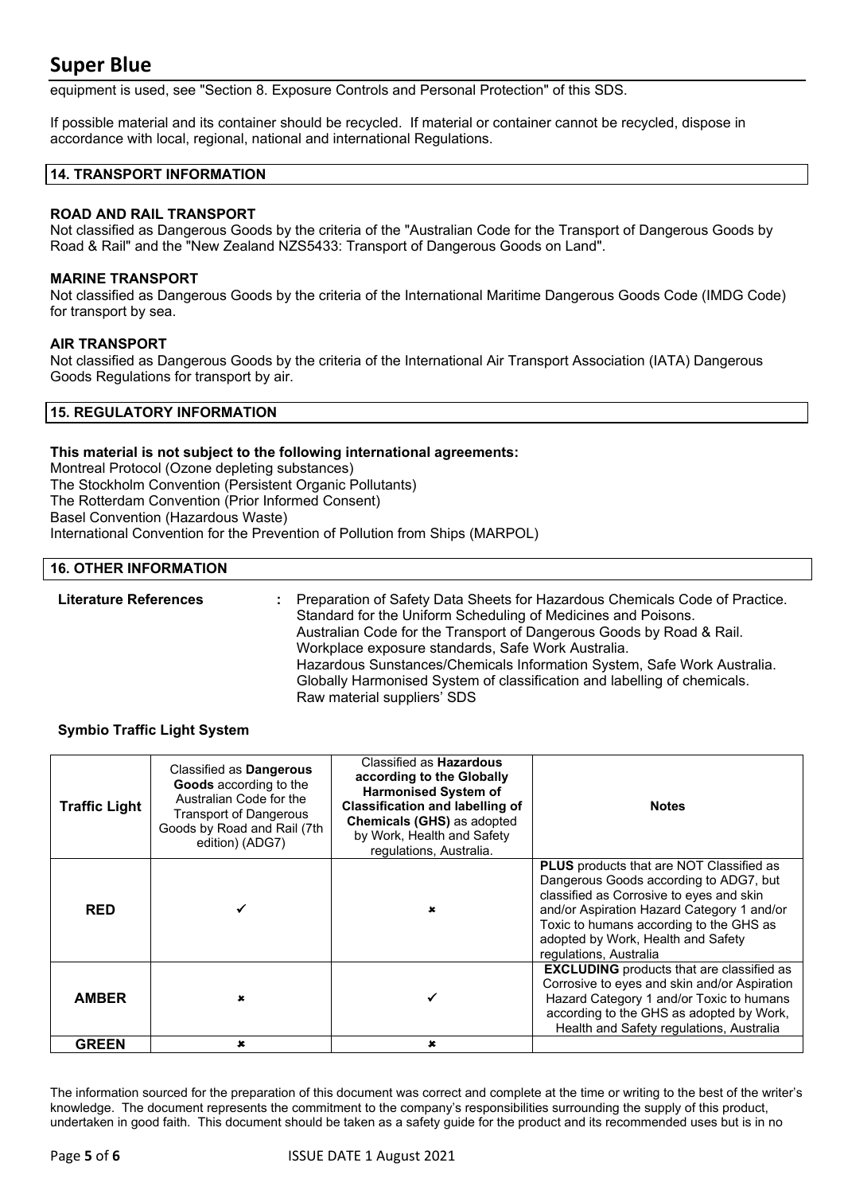equipment is used, see "Section 8. Exposure Controls and Personal Protection" of this SDS.

If possible material and its container should be recycled. If material or container cannot be recycled, dispose in accordance with local, regional, national and international Regulations.

## 14. TRANSPORT INFORMATION

**ROAD AND RAIL TRANSPORT**
Not classified as Dangerous Goods by the criteria of the "Australian Code for the Transport of Dangerous Goods by Road & Rail" and the "New Zealand NZS5433: Transport of Dangerous Goods on Land".

**MARINE TRANSPORT**
Not classified as Dangerous Goods by the criteria of the International Maritime Dangerous Goods Code (IMDG Code) for transport by sea.

**AIR TRANSPORT**
Not classified as Dangerous Goods by the criteria of the International Air Transport Association (IATA) Dangerous Goods Regulations for transport by air.

## 15. REGULATORY INFORMATION

**This material is not subject to the following international agreements:**
Montreal Protocol (Ozone depleting substances)
The Stockholm Convention (Persistent Organic Pollutants)
The Rotterdam Convention (Prior Informed Consent)
Basel Convention (Hazardous Waste)
International Convention for the Prevention of Pollution from Ships (MARPOL)

## 16. OTHER INFORMATION

**Literature References** : Preparation of Safety Data Sheets for Hazardous Chemicals Code of Practice.
Standard for the Uniform Scheduling of Medicines and Poisons.
Australian Code for the Transport of Dangerous Goods by Road & Rail.
Workplace exposure standards, Safe Work Australia.
Hazardous Sunstances/Chemicals Information System, Safe Work Australia.
Globally Harmonised System of classification and labelling of chemicals.
Raw material suppliers' SDS

**Symbio Traffic Light System**

| Traffic Light | Classified as **Dangerous Goods** according to the Australian Code for the Transport of Dangerous Goods by Road and Rail (7th edition) (ADG7) | Classified as **Hazardous according to the Globally Harmonised System of Classification and labelling of Chemicals (GHS)** as adopted by Work, Health and Safety regulations, Australia. | Notes |
|---|---|---|---|
| **RED** | ✓ | ✗ | **PLUS** products that are NOT Classified as Dangerous Goods according to ADG7, but classified as Corrosive to eyes and skin and/or Aspiration Hazard Category 1 and/or Toxic to humans according to the GHS as adopted by Work, Health and Safety regulations, Australia |
| **AMBER** | ✗ | ✓ | **EXCLUDING** products that are classified as Corrosive to eyes and skin and/or Aspiration Hazard Category 1 and/or Toxic to humans according to the GHS as adopted by Work, Health and Safety regulations, Australia |
| **GREEN** | ✗ | ✗ | |

The information sourced for the preparation of this document was correct and complete at the time or writing to the best of the writer's knowledge. The document represents the commitment to the company's responsibilities surrounding the supply of this product, undertaken in good faith. This document should be taken as a safety guide for the product and its recommended uses but is in no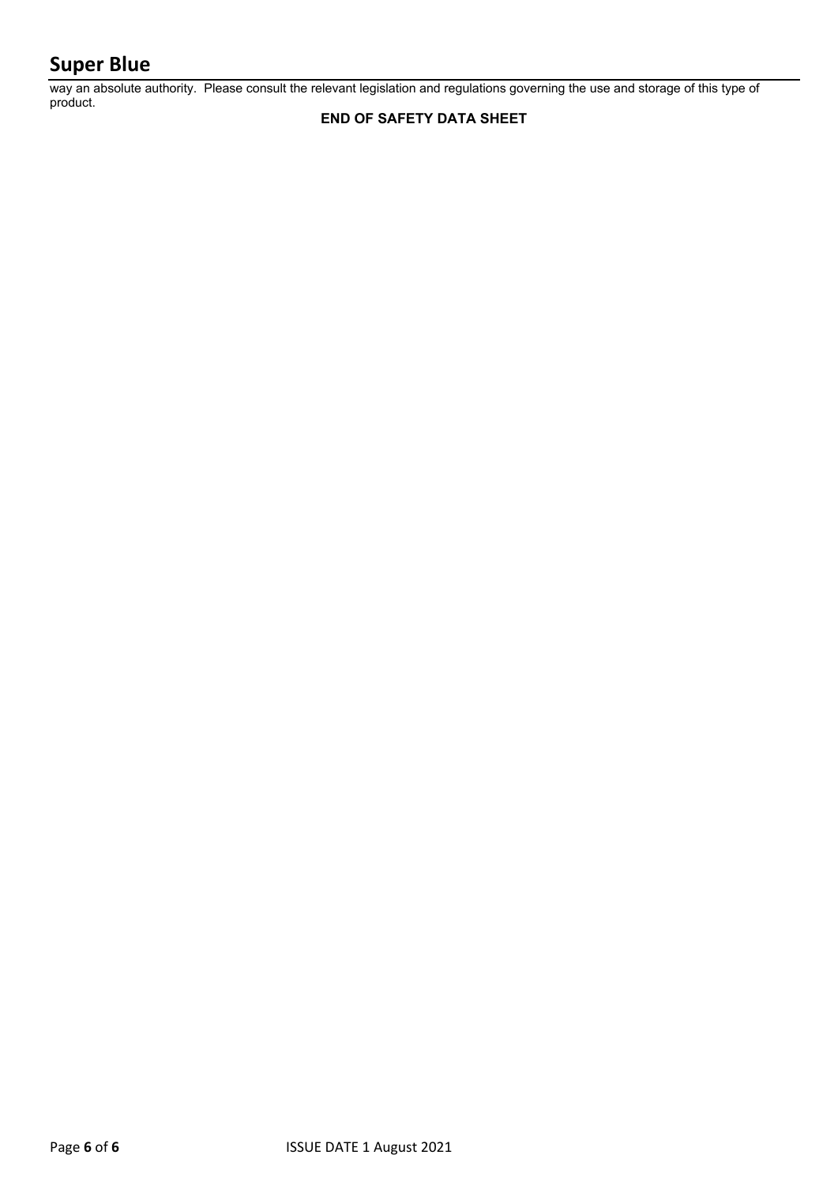way an absolute authority. Please consult the relevant legislation and regulations governing the use and storage of this type of product.

**END OF SAFETY DATA SHEET**